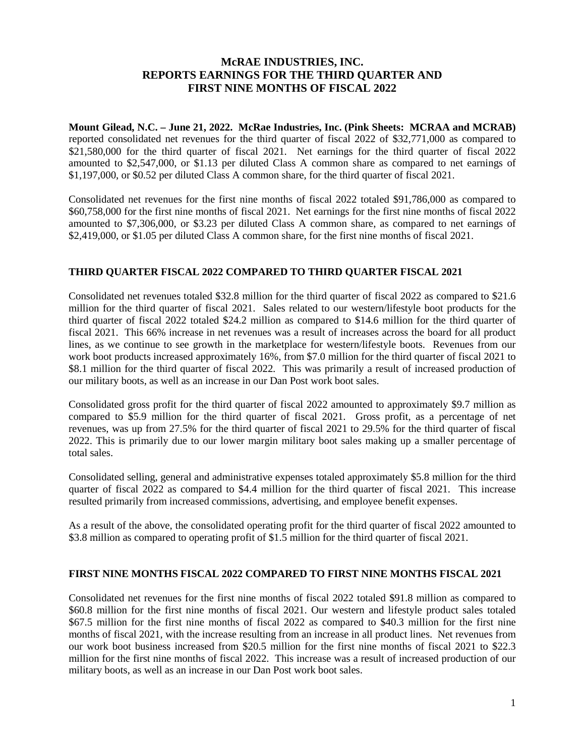# McRAE INDUSTRIES, INC.
# REPORTS EARNINGS FOR THE THIRD QUARTER AND FIRST NINE MONTHS OF FISCAL 2022

**Mount Gilead, N.C. – June 21, 2022. McRae Industries, Inc. (Pink Sheets: MCRAA and MCRAB)** reported consolidated net revenues for the third quarter of fiscal 2022 of $32,771,000 as compared to $21,580,000 for the third quarter of fiscal 2021. Net earnings for the third quarter of fiscal 2022 amounted to $2,547,000, or $1.13 per diluted Class A common share as compared to net earnings of $1,197,000, or $0.52 per diluted Class A common share, for the third quarter of fiscal 2021.

Consolidated net revenues for the first nine months of fiscal 2022 totaled $91,786,000 as compared to $60,758,000 for the first nine months of fiscal 2021. Net earnings for the first nine months of fiscal 2022 amounted to $7,306,000, or $3.23 per diluted Class A common share, as compared to net earnings of $2,419,000, or $1.05 per diluted Class A common share, for the first nine months of fiscal 2021.

## THIRD QUARTER FISCAL 2022 COMPARED TO THIRD QUARTER FISCAL 2021

Consolidated net revenues totaled $32.8 million for the third quarter of fiscal 2022 as compared to $21.6 million for the third quarter of fiscal 2021. Sales related to our western/lifestyle boot products for the third quarter of fiscal 2022 totaled $24.2 million as compared to $14.6 million for the third quarter of fiscal 2021. This 66% increase in net revenues was a result of increases across the board for all product lines, as we continue to see growth in the marketplace for western/lifestyle boots. Revenues from our work boot products increased approximately 16%, from $7.0 million for the third quarter of fiscal 2021 to $8.1 million for the third quarter of fiscal 2022. This was primarily a result of increased production of our military boots, as well as an increase in our Dan Post work boot sales.

Consolidated gross profit for the third quarter of fiscal 2022 amounted to approximately $9.7 million as compared to $5.9 million for the third quarter of fiscal 2021. Gross profit, as a percentage of net revenues, was up from 27.5% for the third quarter of fiscal 2021 to 29.5% for the third quarter of fiscal 2022. This is primarily due to our lower margin military boot sales making up a smaller percentage of total sales.

Consolidated selling, general and administrative expenses totaled approximately $5.8 million for the third quarter of fiscal 2022 as compared to $4.4 million for the third quarter of fiscal 2021. This increase resulted primarily from increased commissions, advertising, and employee benefit expenses.

As a result of the above, the consolidated operating profit for the third quarter of fiscal 2022 amounted to $3.8 million as compared to operating profit of $1.5 million for the third quarter of fiscal 2021.

## FIRST NINE MONTHS FISCAL 2022 COMPARED TO FIRST NINE MONTHS FISCAL 2021

Consolidated net revenues for the first nine months of fiscal 2022 totaled $91.8 million as compared to $60.8 million for the first nine months of fiscal 2021. Our western and lifestyle product sales totaled $67.5 million for the first nine months of fiscal 2022 as compared to $40.3 million for the first nine months of fiscal 2021, with the increase resulting from an increase in all product lines. Net revenues from our work boot business increased from $20.5 million for the first nine months of fiscal 2021 to $22.3 million for the first nine months of fiscal 2022. This increase was a result of increased production of our military boots, as well as an increase in our Dan Post work boot sales.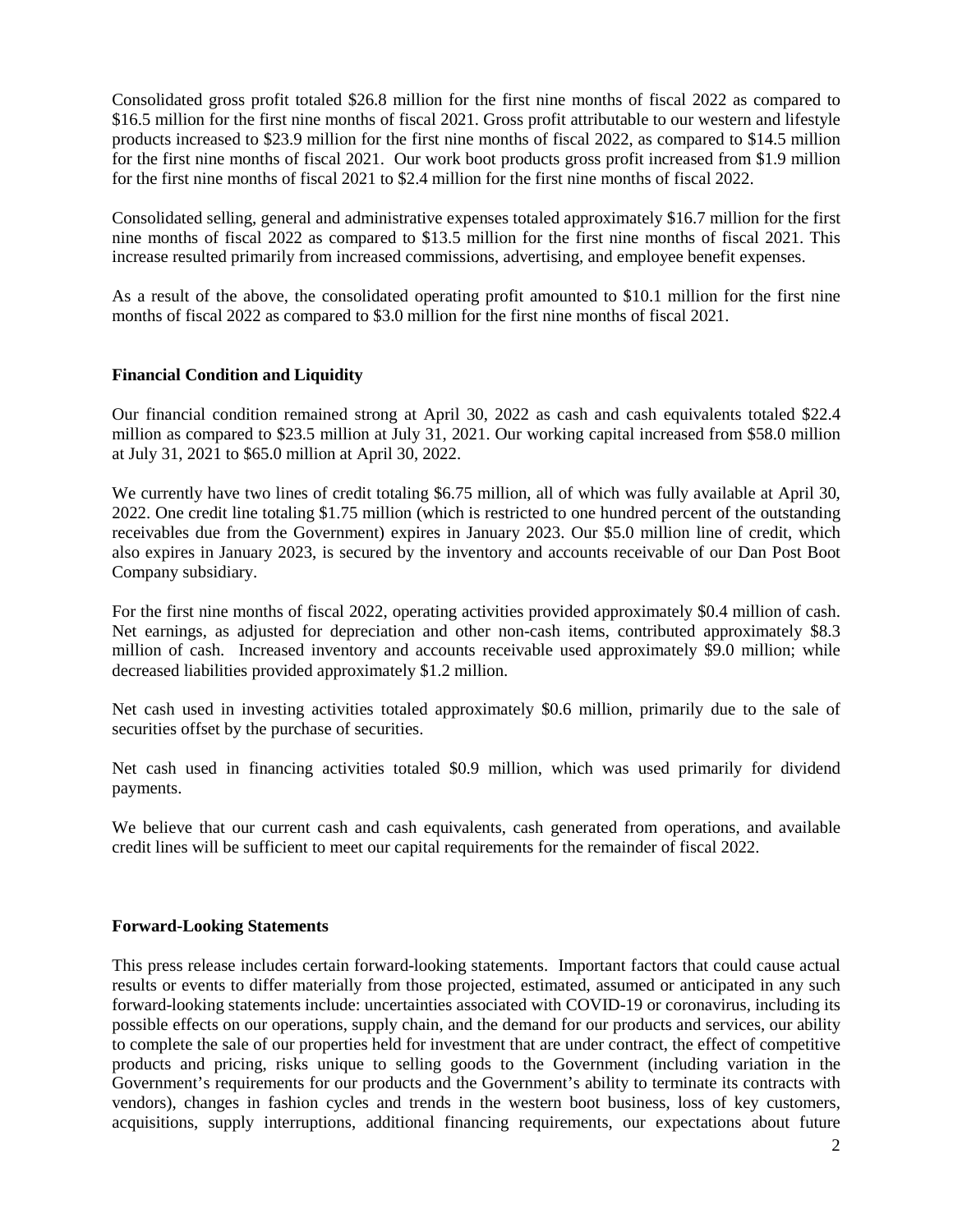Consolidated gross profit totaled $26.8 million for the first nine months of fiscal 2022 as compared to $16.5 million for the first nine months of fiscal 2021. Gross profit attributable to our western and lifestyle products increased to $23.9 million for the first nine months of fiscal 2022, as compared to $14.5 million for the first nine months of fiscal 2021. Our work boot products gross profit increased from $1.9 million for the first nine months of fiscal 2021 to $2.4 million for the first nine months of fiscal 2022.

Consolidated selling, general and administrative expenses totaled approximately $16.7 million for the first nine months of fiscal 2022 as compared to $13.5 million for the first nine months of fiscal 2021. This increase resulted primarily from increased commissions, advertising, and employee benefit expenses.

As a result of the above, the consolidated operating profit amounted to $10.1 million for the first nine months of fiscal 2022 as compared to $3.0 million for the first nine months of fiscal 2021.

**Financial Condition and Liquidity**

Our financial condition remained strong at April 30, 2022 as cash and cash equivalents totaled $22.4 million as compared to $23.5 million at July 31, 2021. Our working capital increased from $58.0 million at July 31, 2021 to $65.0 million at April 30, 2022.

We currently have two lines of credit totaling $6.75 million, all of which was fully available at April 30, 2022. One credit line totaling $1.75 million (which is restricted to one hundred percent of the outstanding receivables due from the Government) expires in January 2023. Our $5.0 million line of credit, which also expires in January 2023, is secured by the inventory and accounts receivable of our Dan Post Boot Company subsidiary.

For the first nine months of fiscal 2022, operating activities provided approximately $0.4 million of cash. Net earnings, as adjusted for depreciation and other non-cash items, contributed approximately $8.3 million of cash. Increased inventory and accounts receivable used approximately $9.0 million; while decreased liabilities provided approximately $1.2 million.

Net cash used in investing activities totaled approximately $0.6 million, primarily due to the sale of securities offset by the purchase of securities.

Net cash used in financing activities totaled $0.9 million, which was used primarily for dividend payments.

We believe that our current cash and cash equivalents, cash generated from operations, and available credit lines will be sufficient to meet our capital requirements for the remainder of fiscal 2022.

**Forward-Looking Statements**

This press release includes certain forward-looking statements. Important factors that could cause actual results or events to differ materially from those projected, estimated, assumed or anticipated in any such forward-looking statements include: uncertainties associated with COVID-19 or coronavirus, including its possible effects on our operations, supply chain, and the demand for our products and services, our ability to complete the sale of our properties held for investment that are under contract, the effect of competitive products and pricing, risks unique to selling goods to the Government (including variation in the Government's requirements for our products and the Government's ability to terminate its contracts with vendors), changes in fashion cycles and trends in the western boot business, loss of key customers, acquisitions, supply interruptions, additional financing requirements, our expectations about future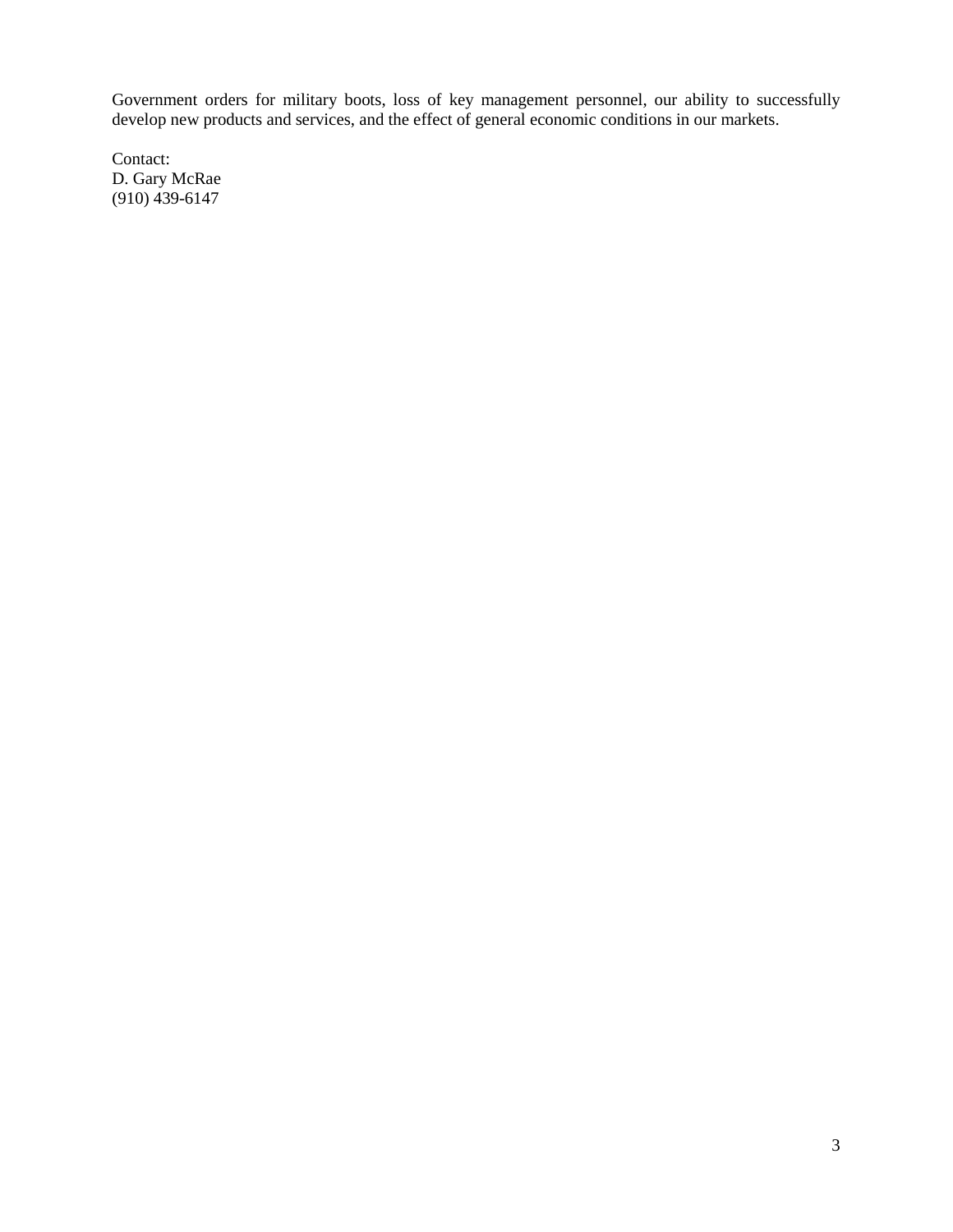Government orders for military boots, loss of key management personnel, our ability to successfully develop new products and services, and the effect of general economic conditions in our markets.

Contact:
D. Gary McRae
(910) 439-6147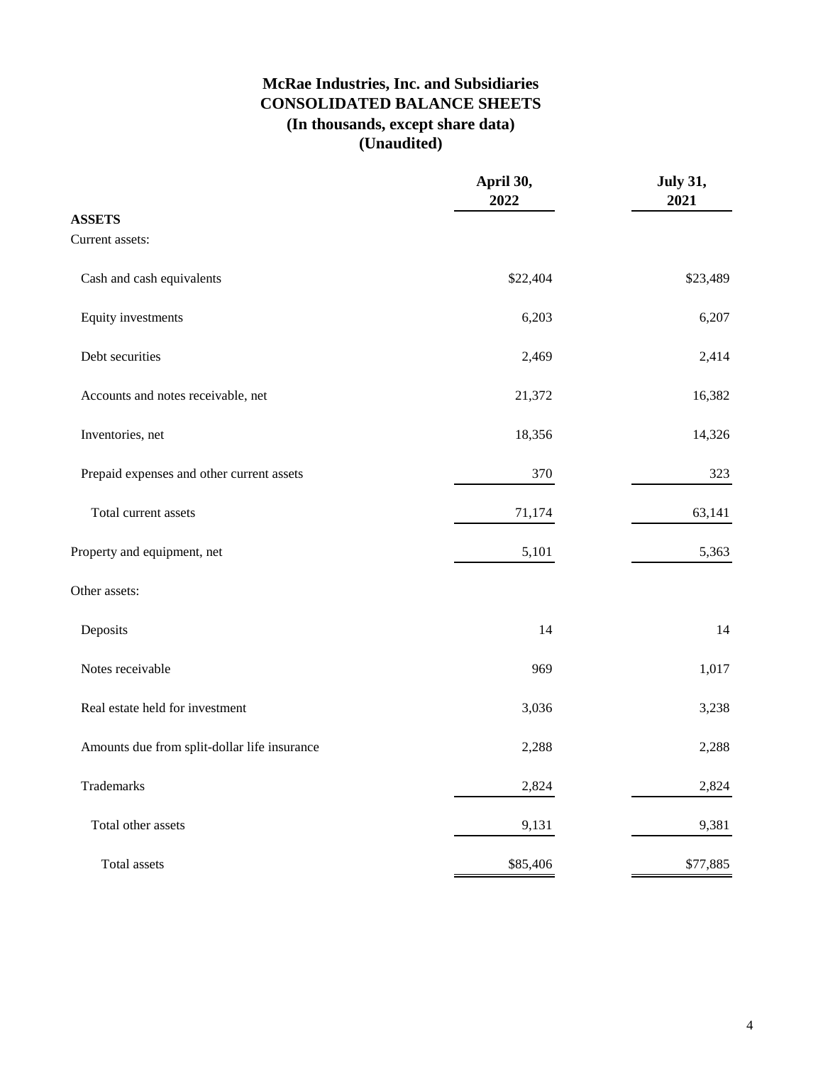# McRae Industries, Inc. and Subsidiaries
## CONSOLIDATED BALANCE SHEETS
### (In thousands, except share data)
### (Unaudited)

| | April 30, 2022 | July 31, 2021 |
|---|---|---|
| **ASSETS** | | |
| Current assets: | | |
| Cash and cash equivalents | $22,404 | $23,489 |
| Equity investments | 6,203 | 6,207 |
| Debt securities | 2,469 | 2,414 |
| Accounts and notes receivable, net | 21,372 | 16,382 |
| Inventories, net | 18,356 | 14,326 |
| Prepaid expenses and other current assets | 370 | 323 |
| Total current assets | 71,174 | 63,141 |
| Property and equipment, net | 5,101 | 5,363 |
| Other assets: | | |
| Deposits | 14 | 14 |
| Notes receivable | 969 | 1,017 |
| Real estate held for investment | 3,036 | 3,238 |
| Amounts due from split-dollar life insurance | 2,288 | 2,288 |
| Trademarks | 2,824 | 2,824 |
| Total other assets | 9,131 | 9,381 |
| Total assets | $85,406 | $77,885 |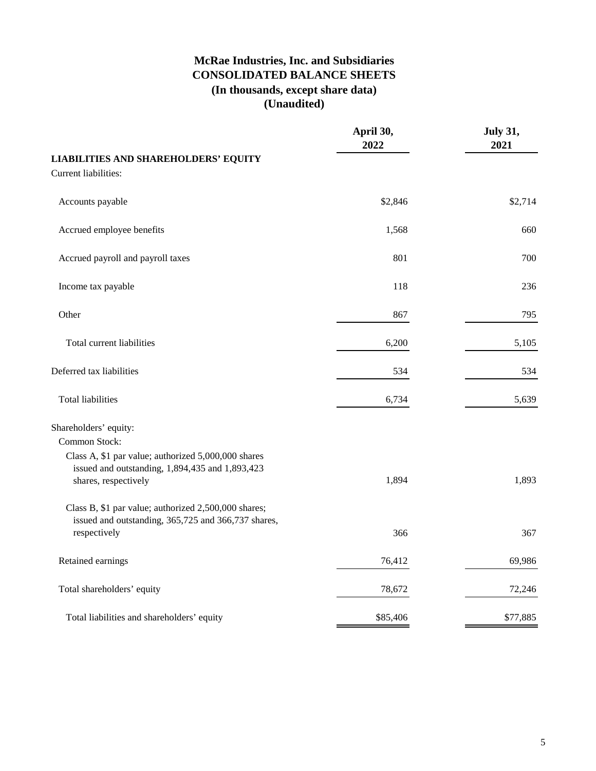# McRae Industries, Inc. and Subsidiaries
# CONSOLIDATED BALANCE SHEETS
# (In thousands, except share data)
# (Unaudited)

| | April 30, 2022 | July 31, 2021 |
|---|---|---|
| **LIABILITIES AND SHAREHOLDERS' EQUITY** | | |
| Current liabilities: | | |
| Accounts payable | $2,846 | $2,714 |
| Accrued employee benefits | 1,568 | 660 |
| Accrued payroll and payroll taxes | 801 | 700 |
| Income tax payable | 118 | 236 |
| Other | 867 | 795 |
| Total current liabilities | 6,200 | 5,105 |
| Deferred tax liabilities | 534 | 534 |
| Total liabilities | 6,734 | 5,639 |
| Shareholders' equity: | | |
| Common Stock: | | |
| Class A, $1 par value; authorized 5,000,000 shares issued and outstanding, 1,894,435 and 1,893,423 shares, respectively | 1,894 | 1,893 |
| Class B, $1 par value; authorized 2,500,000 shares; issued and outstanding, 365,725 and 366,737 shares, respectively | 366 | 367 |
| Retained earnings | 76,412 | 69,986 |
| Total shareholders' equity | 78,672 | 72,246 |
| Total liabilities and shareholders' equity | $85,406 | $77,885 |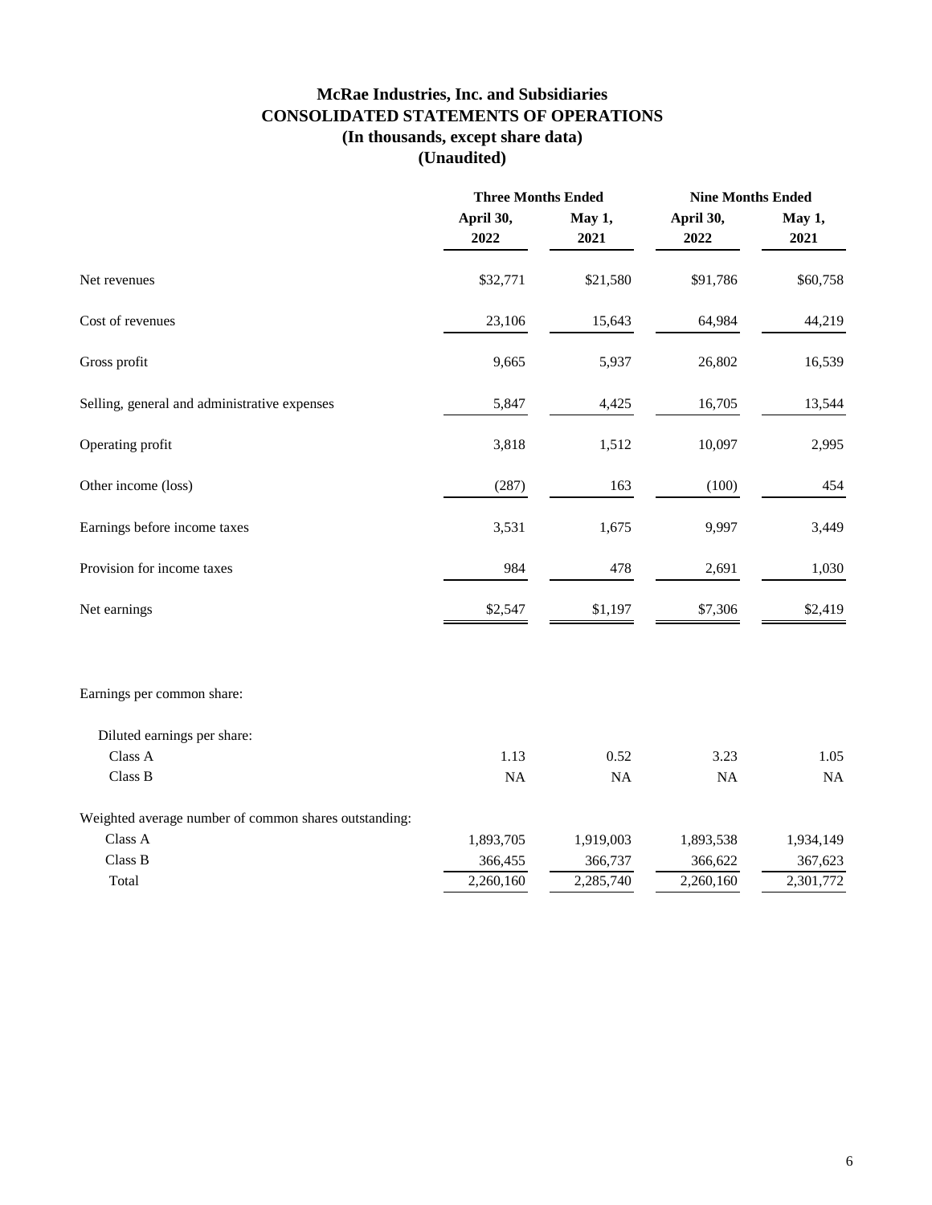# McRae Industries, Inc. and Subsidiaries
## CONSOLIDATED STATEMENTS OF OPERATIONS
### (In thousands, except share data)
### (Unaudited)

| | Three Months Ended | | Nine Months Ended | |
|---|---|---|---|---|
| | April 30, 2022 | May 1, 2021 | April 30, 2022 | May 1, 2021 |
| Net revenues | $32,771 | $21,580 | $91,786 | $60,758 |
| Cost of revenues | 23,106 | 15,643 | 64,984 | 44,219 |
| Gross profit | 9,665 | 5,937 | 26,802 | 16,539 |
| Selling, general and administrative expenses | 5,847 | 4,425 | 16,705 | 13,544 |
| Operating profit | 3,818 | 1,512 | 10,097 | 2,995 |
| Other income (loss) | (287) | 163 | (100) | 454 |
| Earnings before income taxes | 3,531 | 1,675 | 9,997 | 3,449 |
| Provision for income taxes | 984 | 478 | 2,691 | 1,030 |
| Net earnings | $2,547 | $1,197 | $7,306 | $2,419 |
| | | | | |
| Earnings per common share: | | | | |
| Diluted earnings per share: | | | | |
| Class A | 1.13 | 0.52 | 3.23 | 1.05 |
| Class B | NA | NA | NA | NA |
| | | | | |
| Weighted average number of common shares outstanding: | | | | |
| Class A | 1,893,705 | 1,919,003 | 1,893,538 | 1,934,149 |
| Class B | 366,455 | 366,737 | 366,622 | 367,623 |
| Total | 2,260,160 | 2,285,740 | 2,260,160 | 2,301,772 |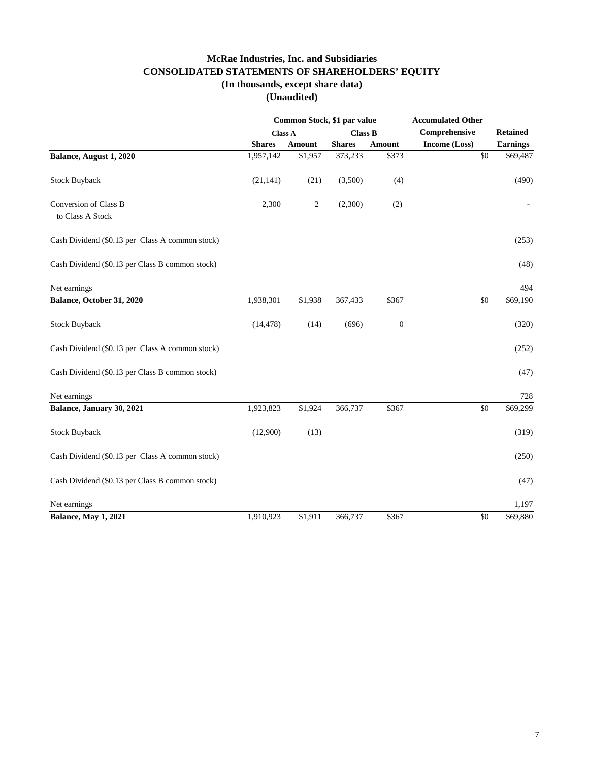# McRae Industries, Inc. and Subsidiaries
## CONSOLIDATED STATEMENTS OF SHAREHOLDERS' EQUITY
### (In thousands, except share data)
### (Unaudited)

| | Common Stock, $1 par value | | | | Accumulated Other | |
|---|---|---|---|---|---|---|
| | Class A | | Class B | | Comprehensive | Retained |
| | Shares | Amount | Shares | Amount | Income (Loss) | Earnings |
| **Balance, August 1, 2020** | 1,957,142 | $1,957 | 373,233 | $373 | $0 | $69,487 |
| Stock Buyback | (21,141) | (21) | (3,500) | (4) | | (490) |
| Conversion of Class B to Class A Stock | 2,300 | 2 | (2,300) | (2) | | - |
| Cash Dividend ($0.13 per Class A common stock) | | | | | | (253) |
| Cash Dividend ($0.13 per Class B common stock) | | | | | | (48) |
| Net earnings | | | | | | 494 |
| **Balance, October 31, 2020** | 1,938,301 | $1,938 | 367,433 | $367 | $0 | $69,190 |
| Stock Buyback | (14,478) | (14) | (696) | 0 | | (320) |
| Cash Dividend ($0.13 per Class A common stock) | | | | | | (252) |
| Cash Dividend ($0.13 per Class B common stock) | | | | | | (47) |
| Net earnings | | | | | | 728 |
| **Balance, January 30, 2021** | 1,923,823 | $1,924 | 366,737 | $367 | $0 | $69,299 |
| Stock Buyback | (12,900) | (13) | | | | (319) |
| Cash Dividend ($0.13 per Class A common stock) | | | | | | (250) |
| Cash Dividend ($0.13 per Class B common stock) | | | | | | (47) |
| Net earnings | | | | | | 1,197 |
| **Balance, May 1, 2021** | 1,910,923 | $1,911 | 366,737 | $367 | $0 | $69,880 |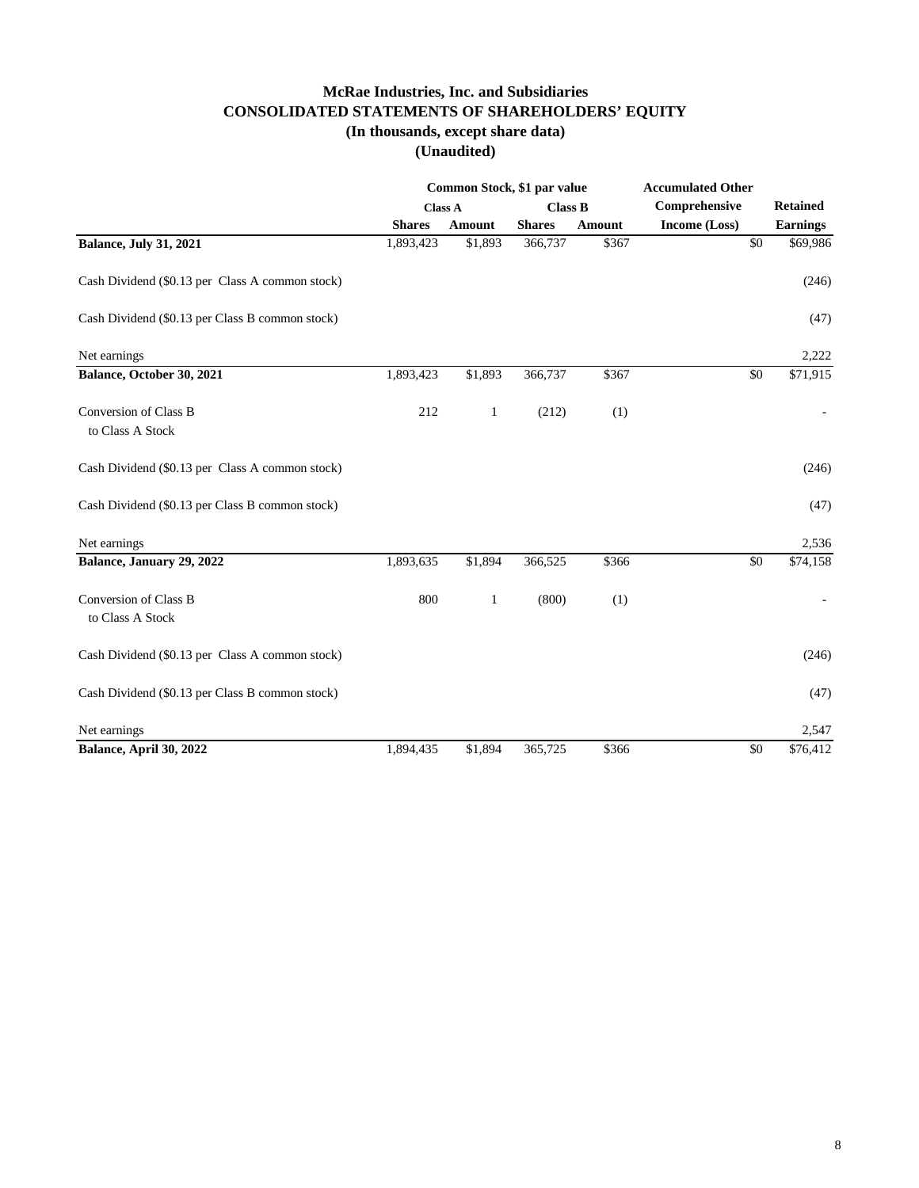# McRae Industries, Inc. and Subsidiaries
## CONSOLIDATED STATEMENTS OF SHAREHOLDERS' EQUITY
### (In thousands, except share data)
### (Unaudited)

| | Common Stock, $1 par value | | | | Accumulated Other | |
|---|---|---|---|---|---|---|
| | Class A | | Class B | | Comprehensive | Retained |
| | Shares | Amount | Shares | Amount | Income (Loss) | Earnings |
| **Balance, July 31, 2021** | 1,893,423 | $1,893 | 366,737 | $367 | $0 | $69,986 |
| Cash Dividend ($0.13 per Class A common stock) | | | | | | (246) |
| Cash Dividend ($0.13 per Class B common stock) | | | | | | (47) |
| Net earnings | | | | | | 2,222 |
| **Balance, October 30, 2021** | 1,893,423 | $1,893 | 366,737 | $367 | $0 | $71,915 |
| Conversion of Class B to Class A Stock | 212 | 1 | (212) | (1) | | - |
| Cash Dividend ($0.13 per Class A common stock) | | | | | | (246) |
| Cash Dividend ($0.13 per Class B common stock) | | | | | | (47) |
| Net earnings | | | | | | 2,536 |
| **Balance, January 29, 2022** | 1,893,635 | $1,894 | 366,525 | $366 | $0 | $74,158 |
| Conversion of Class B to Class A Stock | 800 | 1 | (800) | (1) | | - |
| Cash Dividend ($0.13 per Class A common stock) | | | | | | (246) |
| Cash Dividend ($0.13 per Class B common stock) | | | | | | (47) |
| Net earnings | | | | | | 2,547 |
| **Balance, April 30, 2022** | 1,894,435 | $1,894 | 365,725 | $366 | $0 | $76,412 |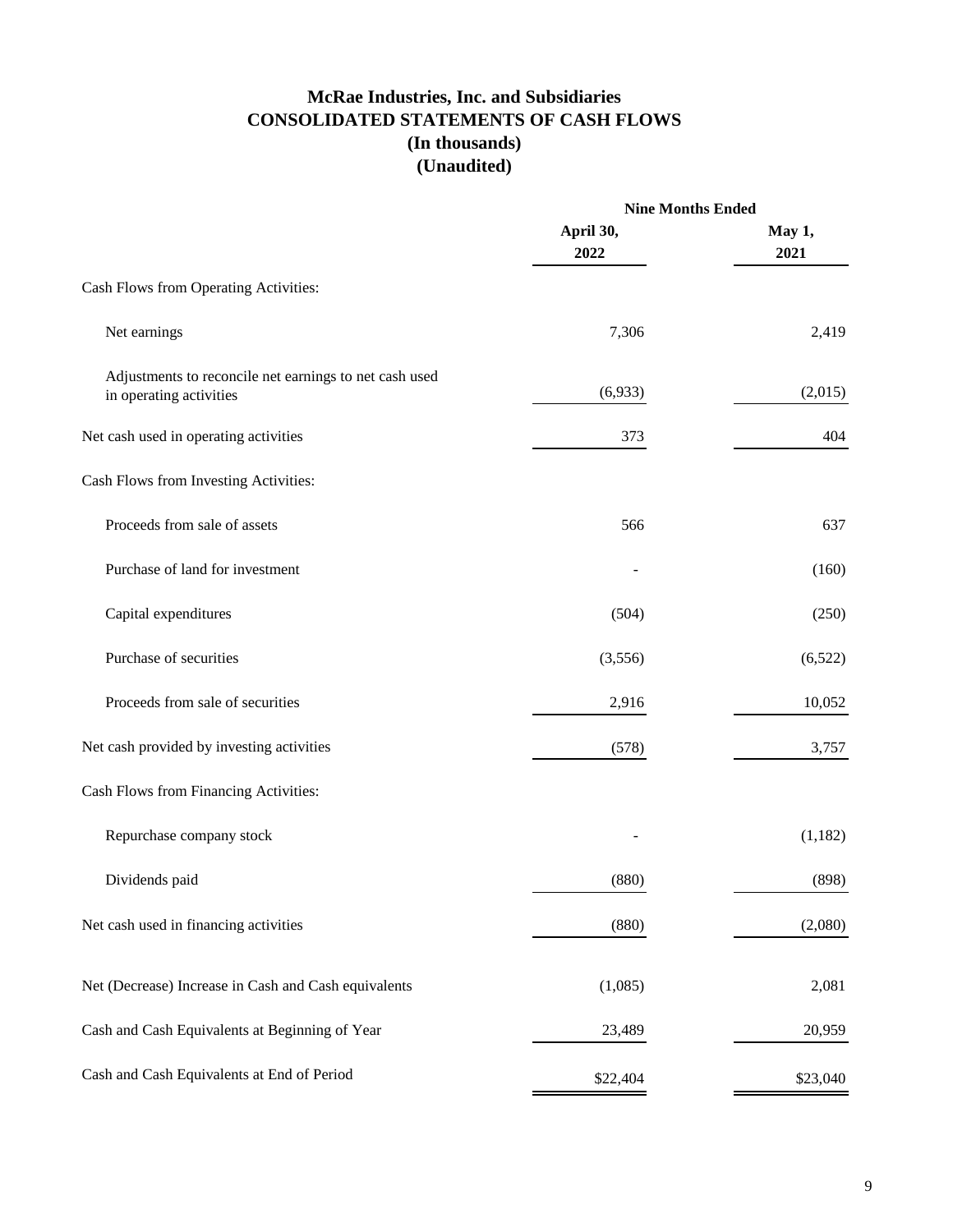# McRae Industries, Inc. and Subsidiaries
## CONSOLIDATED STATEMENTS OF CASH FLOWS
### (In thousands)
### (Unaudited)

| | Nine Months Ended | |
|---|---|---|
| | April 30, 2022 | May 1, 2021 |
| Cash Flows from Operating Activities: | | |
| Net earnings | 7,306 | 2,419 |
| Adjustments to reconcile net earnings to net cash used in operating activities | (6,933) | (2,015) |
| Net cash used in operating activities | 373 | 404 |
| Cash Flows from Investing Activities: | | |
| Proceeds from sale of assets | 566 | 637 |
| Purchase of land for investment | - | (160) |
| Capital expenditures | (504) | (250) |
| Purchase of securities | (3,556) | (6,522) |
| Proceeds from sale of securities | 2,916 | 10,052 |
| Net cash provided by investing activities | (578) | 3,757 |
| Cash Flows from Financing Activities: | | |
| Repurchase company stock | - | (1,182) |
| Dividends paid | (880) | (898) |
| Net cash used in financing activities | (880) | (2,080) |
| Net (Decrease) Increase in Cash and Cash equivalents | (1,085) | 2,081 |
| Cash and Cash Equivalents at Beginning of Year | 23,489 | 20,959 |
| Cash and Cash Equivalents at End of Period | $22,404 | $23,040 |